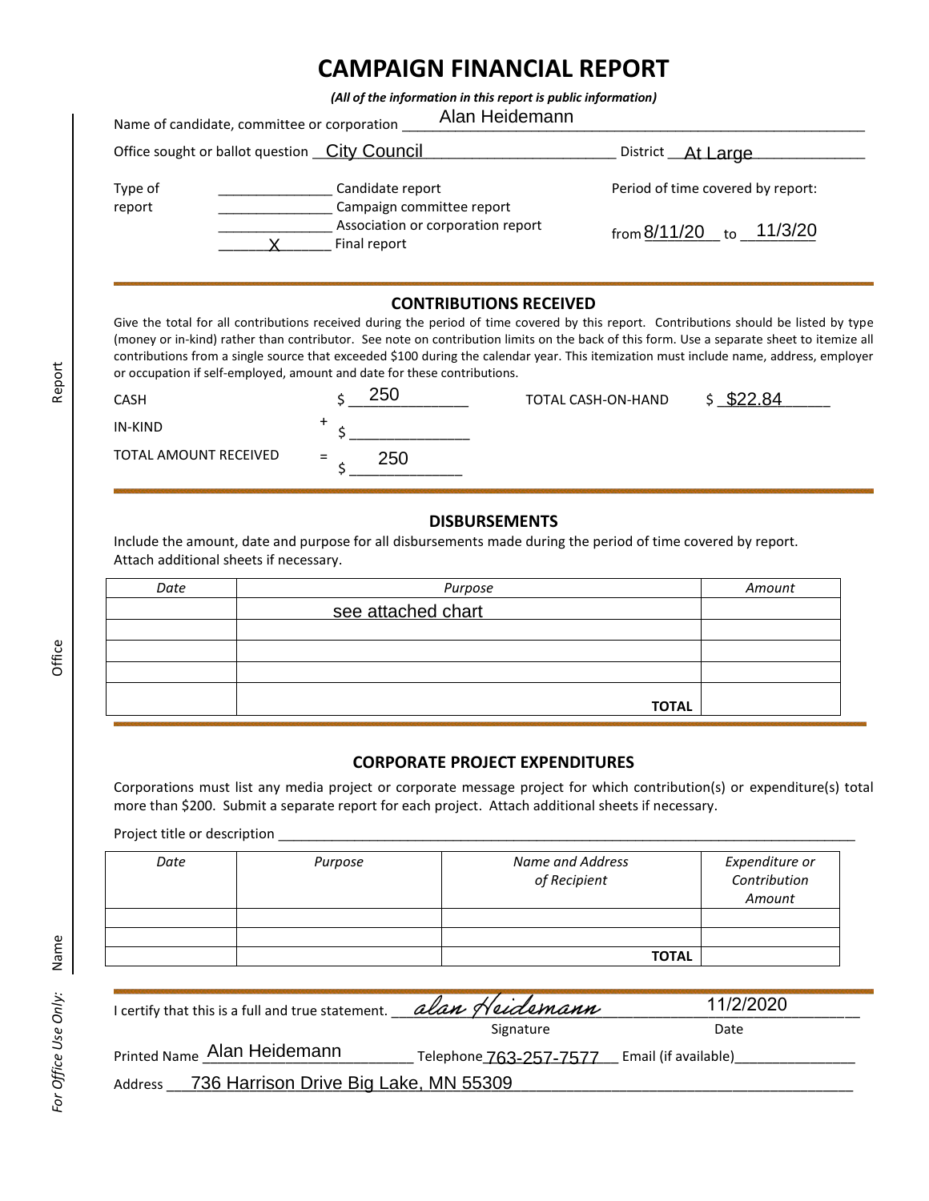# CAMPAIGN FINANCIAL REPORT

*(All of the information in this report is public information)*

Name of candidate, committee or corporation: Alan Heidemann

Office sought or ballot question: City Council — District: At Large

Type of report:

- ______ Candidate report
- ______ Campaign committee report
- ______ Association or corporation report
- X Final report

Period of time covered by report: from 8/11/20 to 11/3/20

## CONTRIBUTIONS RECEIVED

Give the total for all contributions received during the period of time covered by this report. Contributions should be listed by type (money or in-kind) rather than contributor. See note on contribution limits on the back of this form. Use a separate sheet to itemize all contributions from a single source that exceeded $100 during the calendar year. This itemization must include name, address, employer or occupation if self-employed, amount and date for these contributions.

| | | |
|---|---|---|
| CASH | | $ 250 |
| IN-KIND | + | $ |
| TOTAL AMOUNT RECEIVED | = | $ 250 |

TOTAL CASH-ON-HAND $ $22.84

## DISBURSEMENTS

Include the amount, date and purpose for all disbursements made during the period of time covered by report. Attach additional sheets if necessary.

| *Date* | *Purpose* | *Amount* |
|---|---|---|
| | see attached chart | |
| | | |
| | | |
| | | |
| | **TOTAL** | |

## CORPORATE PROJECT EXPENDITURES

Corporations must list any media project or corporate message project for which contribution(s) or expenditure(s) total more than $200. Submit a separate report for each project. Attach additional sheets if necessary.

Project title or description ______________________

| *Date* | *Purpose* | *Name and Address of Recipient* | *Expenditure or Contribution Amount* |
|---|---|---|---|
| | | | |
| | | | |
| | | **TOTAL** | |

I certify that this is a full and true statement. Signature: *alan Heidemann* Date: 11/2/2020

Printed Name: Alan Heidemann Telephone: 763-257-7577 Email (if available): ______

Address: 736 Harrison Drive Big Lake, MN 55309

*For Office Use Only:* Name | Office | Report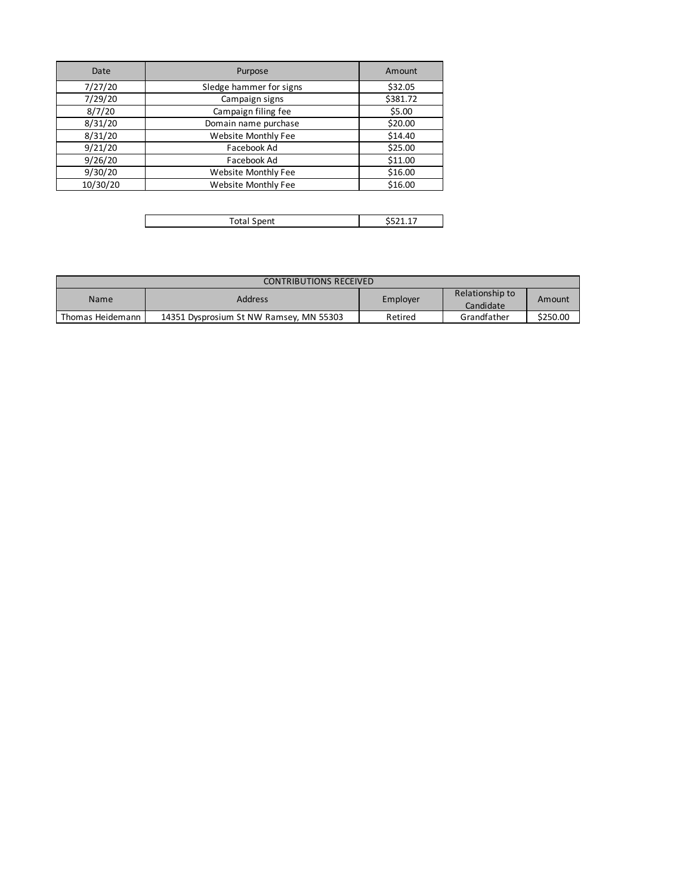| Date | Purpose | Amount |
| --- | --- | --- |
| 7/27/20 | Sledge hammer for signs | $32.05 |
| 7/29/20 | Campaign signs | $381.72 |
| 8/7/20 | Campaign filing fee | $5.00 |
| 8/31/20 | Domain name purchase | $20.00 |
| 8/31/20 | Website Monthly Fee | $14.40 |
| 9/21/20 | Facebook Ad | $25.00 |
| 9/26/20 | Facebook Ad | $11.00 |
| 9/30/20 | Website Monthly Fee | $16.00 |
| 10/30/20 | Website Monthly Fee | $16.00 |

| | |
| --- | --- |
| Total Spent | $521.17 |

| CONTRIBUTIONS RECEIVED | | | | |
| --- | --- | --- | --- | --- |
| Name | Address | Employer | Relationship to Candidate | Amount |
| Thomas Heidemann | 14351 Dysprosium St NW Ramsey, MN 55303 | Retired | Grandfather | $250.00 |